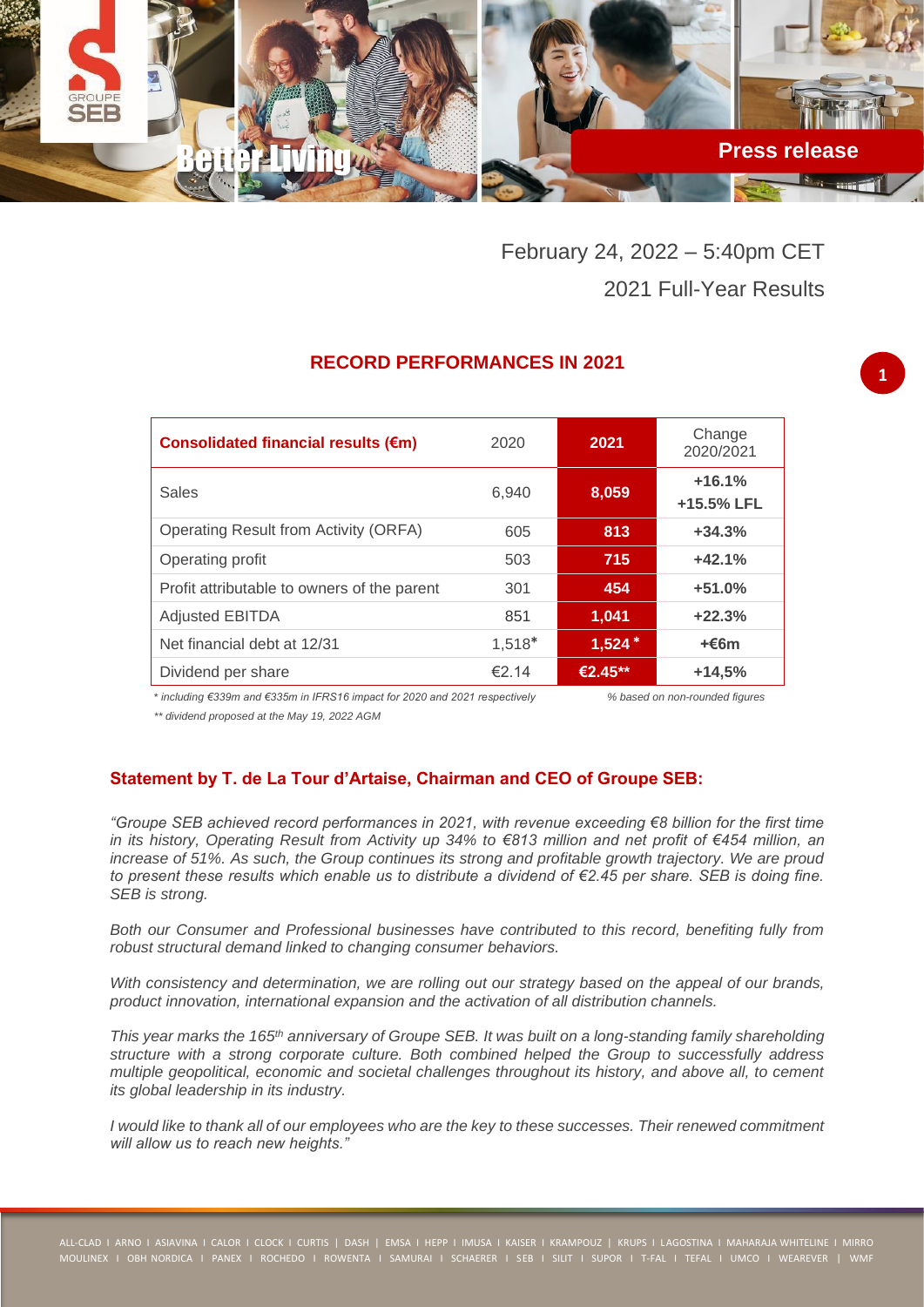February 24, 2022 – 5:40pm CET

2021 Full-Year Results

## RECORD PERFORMANCES IN 2021

| Consolidated financial results (€m) | 2020 | 2021 | Change 2020/2021 |
|---|---|---|---|
| Sales | 6,940 | 8,059 | +16.1% +15.5% LFL |
| Operating Result from Activity (ORFA) | 605 | 813 | +34.3% |
| Operating profit | 503 | 715 | +42.1% |
| Profit attributable to owners of the parent | 301 | 454 | +51.0% |
| Adjusted EBITDA | 851 | 1,041 | +22.3% |
| Net financial debt at 12/31 | 1,518* | 1,524 * | +€6m |
| Dividend per share | €2.14 | €2.45** | +14,5% |

*\* including €339m and €335m in IFRS16 impact for 2020 and 2021 respectively*

*% based on non-rounded figures*

*\*\* dividend proposed at the May 19, 2022 AGM*

### Statement by T. de La Tour d'Artaise, Chairman and CEO of Groupe SEB:

*"Groupe SEB achieved record performances in 2021, with revenue exceeding €8 billion for the first time in its history, Operating Result from Activity up 34% to €813 million and net profit of €454 million, an increase of 51%. As such, the Group continues its strong and profitable growth trajectory. We are proud to present these results which enable us to distribute a dividend of €2.45 per share. SEB is doing fine. SEB is strong.*

*Both our Consumer and Professional businesses have contributed to this record, benefiting fully from robust structural demand linked to changing consumer behaviors.*

*With consistency and determination, we are rolling out our strategy based on the appeal of our brands, product innovation, international expansion and the activation of all distribution channels.*

*This year marks the 165th anniversary of Groupe SEB. It was built on a long-standing family shareholding structure with a strong corporate culture. Both combined helped the Group to successfully address multiple geopolitical, economic and societal challenges throughout its history, and above all, to cement its global leadership in its industry.*

*I would like to thank all of our employees who are the key to these successes. Their renewed commitment will allow us to reach new heights."*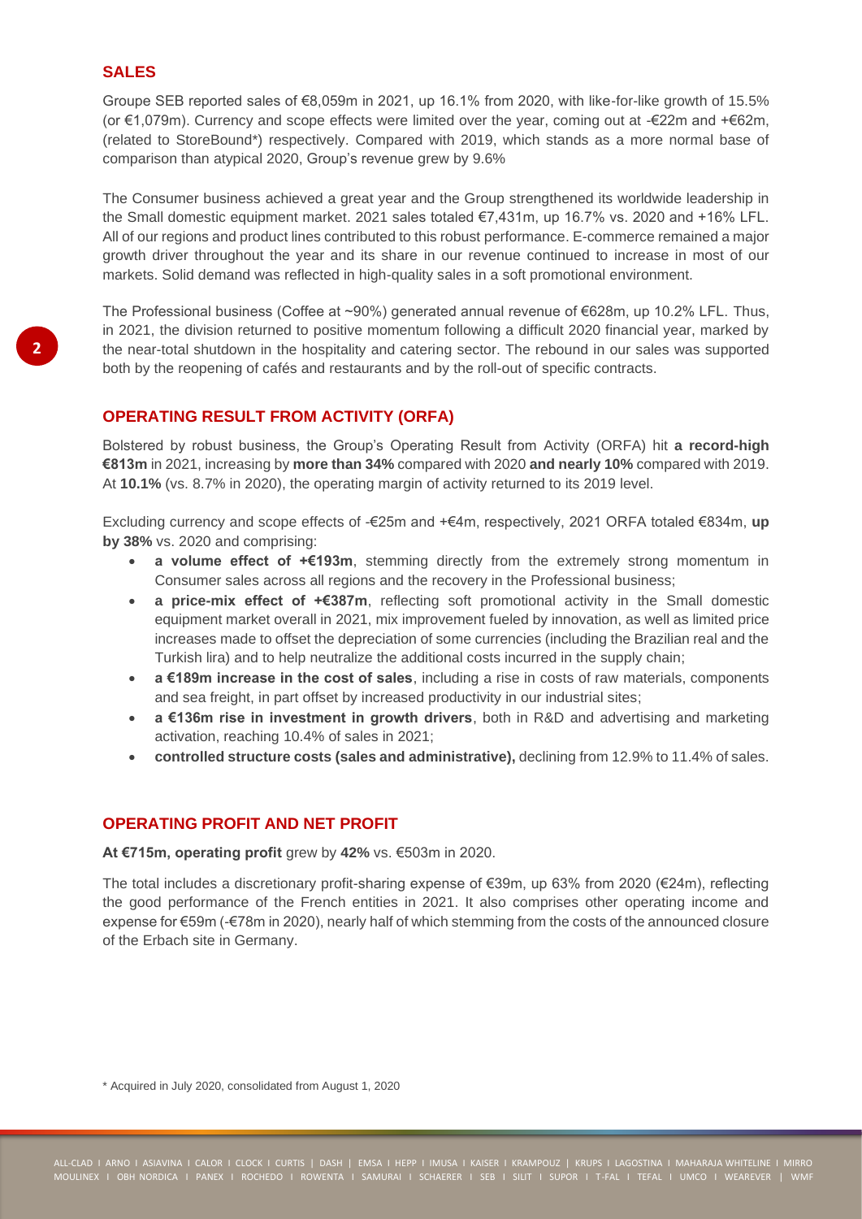## SALES

Groupe SEB reported sales of €8,059m in 2021, up 16.1% from 2020, with like-for-like growth of 15.5% (or €1,079m). Currency and scope effects were limited over the year, coming out at -€22m and +€62m, (related to StoreBound*) respectively. Compared with 2019, which stands as a more normal base of comparison than atypical 2020, Group's revenue grew by 9.6%

The Consumer business achieved a great year and the Group strengthened its worldwide leadership in the Small domestic equipment market. 2021 sales totaled €7,431m, up 16.7% vs. 2020 and +16% LFL. All of our regions and product lines contributed to this robust performance. E-commerce remained a major growth driver throughout the year and its share in our revenue continued to increase in most of our markets. Solid demand was reflected in high-quality sales in a soft promotional environment.

The Professional business (Coffee at ~90%) generated annual revenue of €628m, up 10.2% LFL. Thus, in 2021, the division returned to positive momentum following a difficult 2020 financial year, marked by the near-total shutdown in the hospitality and catering sector. The rebound in our sales was supported both by the reopening of cafés and restaurants and by the roll-out of specific contracts.

## OPERATING RESULT FROM ACTIVITY (ORFA)

Bolstered by robust business, the Group's Operating Result from Activity (ORFA) hit **a record-high €813m** in 2021, increasing by **more than 34%** compared with 2020 **and nearly 10%** compared with 2019. At **10.1%** (vs. 8.7% in 2020), the operating margin of activity returned to its 2019 level.

Excluding currency and scope effects of -€25m and +€4m, respectively, 2021 ORFA totaled €834m, **up by 38%** vs. 2020 and comprising:

- **a volume effect of +€193m**, stemming directly from the extremely strong momentum in Consumer sales across all regions and the recovery in the Professional business;
- **a price-mix effect of +€387m**, reflecting soft promotional activity in the Small domestic equipment market overall in 2021, mix improvement fueled by innovation, as well as limited price increases made to offset the depreciation of some currencies (including the Brazilian real and the Turkish lira) and to help neutralize the additional costs incurred in the supply chain;
- **a €189m increase in the cost of sales**, including a rise in costs of raw materials, components and sea freight, in part offset by increased productivity in our industrial sites;
- **a €136m rise in investment in growth drivers**, both in R&D and advertising and marketing activation, reaching 10.4% of sales in 2021;
- **controlled structure costs (sales and administrative),** declining from 12.9% to 11.4% of sales.

## OPERATING PROFIT AND NET PROFIT

**At €715m, operating profit** grew by **42%** vs. €503m in 2020.

The total includes a discretionary profit-sharing expense of €39m, up 63% from 2020 (€24m), reflecting the good performance of the French entities in 2021. It also comprises other operating income and expense for €59m (-€78m in 2020), nearly half of which stemming from the costs of the announced closure of the Erbach site in Germany.

\* Acquired in July 2020, consolidated from August 1, 2020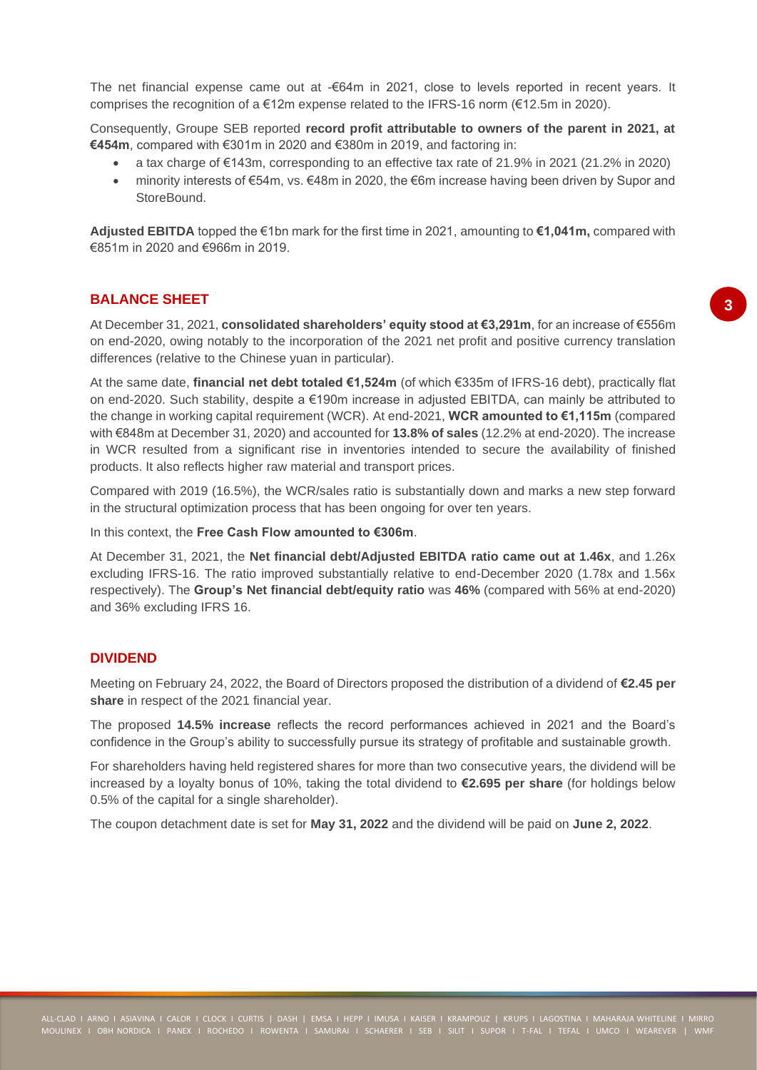The net financial expense came out at -€64m in 2021, close to levels reported in recent years. It comprises the recognition of a €12m expense related to the IFRS-16 norm (€12.5m in 2020).

Consequently, Groupe SEB reported **record profit attributable to owners of the parent in 2021, at €454m**, compared with €301m in 2020 and €380m in 2019, and factoring in:

- a tax charge of €143m, corresponding to an effective tax rate of 21.9% in 2021 (21.2% in 2020)
- minority interests of €54m, vs. €48m in 2020, the €6m increase having been driven by Supor and StoreBound.

**Adjusted EBITDA** topped the €1bn mark for the first time in 2021, amounting to **€1,041m,** compared with €851m in 2020 and €966m in 2019.

## BALANCE SHEET

At December 31, 2021, **consolidated shareholders' equity stood at €3,291m**, for an increase of €556m on end-2020, owing notably to the incorporation of the 2021 net profit and positive currency translation differences (relative to the Chinese yuan in particular).

At the same date, **financial net debt totaled €1,524m** (of which €335m of IFRS-16 debt), practically flat on end-2020. Such stability, despite a €190m increase in adjusted EBITDA, can mainly be attributed to the change in working capital requirement (WCR). At end-2021, **WCR amounted to €1,115m** (compared with €848m at December 31, 2020) and accounted for **13.8% of sales** (12.2% at end-2020). The increase in WCR resulted from a significant rise in inventories intended to secure the availability of finished products. It also reflects higher raw material and transport prices.

Compared with 2019 (16.5%), the WCR/sales ratio is substantially down and marks a new step forward in the structural optimization process that has been ongoing for over ten years.

In this context, the **Free Cash Flow amounted to €306m**.

At December 31, 2021, the **Net financial debt/Adjusted EBITDA ratio came out at 1.46x**, and 1.26x excluding IFRS-16. The ratio improved substantially relative to end-December 2020 (1.78x and 1.56x respectively). The **Group's Net financial debt/equity ratio** was **46%** (compared with 56% at end-2020) and 36% excluding IFRS 16.

## DIVIDEND

Meeting on February 24, 2022, the Board of Directors proposed the distribution of a dividend of **€2.45 per share** in respect of the 2021 financial year.

The proposed **14.5% increase** reflects the record performances achieved in 2021 and the Board's confidence in the Group's ability to successfully pursue its strategy of profitable and sustainable growth.

For shareholders having held registered shares for more than two consecutive years, the dividend will be increased by a loyalty bonus of 10%, taking the total dividend to **€2.695 per share** (for holdings below 0.5% of the capital for a single shareholder).

The coupon detachment date is set for **May 31, 2022** and the dividend will be paid on **June 2, 2022**.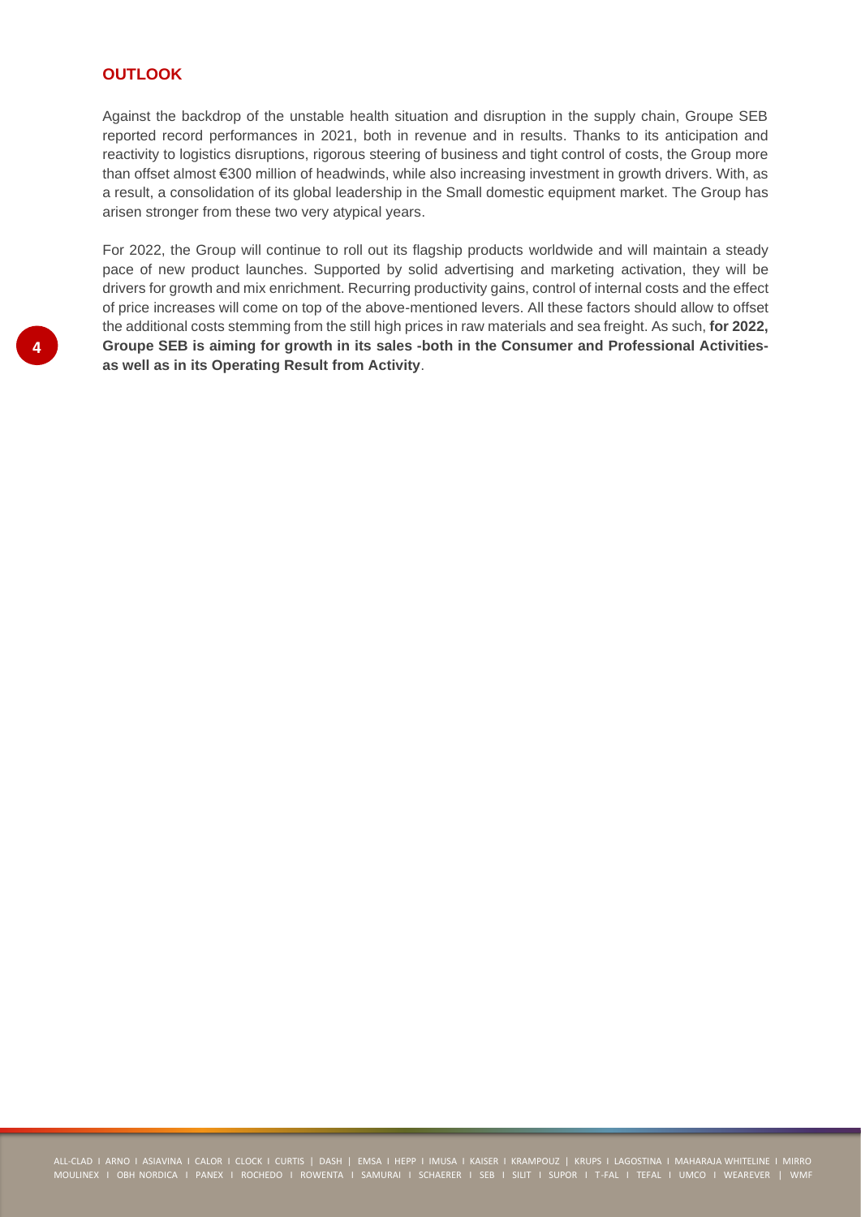## OUTLOOK

Against the backdrop of the unstable health situation and disruption in the supply chain, Groupe SEB reported record performances in 2021, both in revenue and in results. Thanks to its anticipation and reactivity to logistics disruptions, rigorous steering of business and tight control of costs, the Group more than offset almost €300 million of headwinds, while also increasing investment in growth drivers. With, as a result, a consolidation of its global leadership in the Small domestic equipment market. The Group has arisen stronger from these two very atypical years.

For 2022, the Group will continue to roll out its flagship products worldwide and will maintain a steady pace of new product launches. Supported by solid advertising and marketing activation, they will be drivers for growth and mix enrichment. Recurring productivity gains, control of internal costs and the effect of price increases will come on top of the above-mentioned levers. All these factors should allow to offset the additional costs stemming from the still high prices in raw materials and sea freight. As such, **for 2022, Groupe SEB is aiming for growth in its sales -both in the Consumer and Professional Activities- as well as in its Operating Result from Activity**.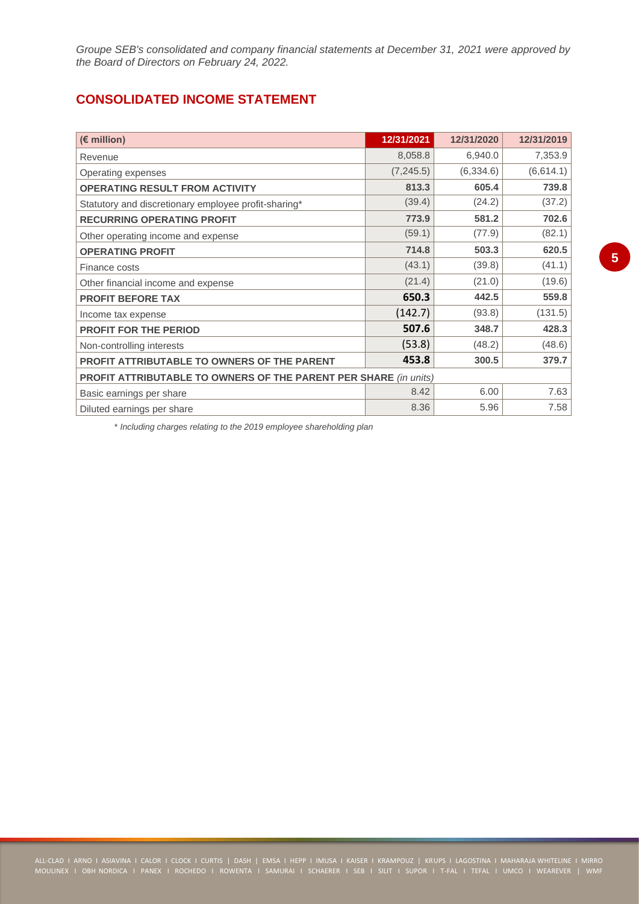*Groupe SEB's consolidated and company financial statements at December 31, 2021 were approved by the Board of Directors on February 24, 2022.*

## CONSOLIDATED INCOME STATEMENT

| (€ million) | 12/31/2021 | 12/31/2020 | 12/31/2019 |
|---|---|---|---|
| Revenue | 8,058.8 | 6,940.0 | 7,353.9 |
| Operating expenses | (7,245.5) | (6,334.6) | (6,614.1) |
| **OPERATING RESULT FROM ACTIVITY** | **813.3** | **605.4** | **739.8** |
| Statutory and discretionary employee profit-sharing* | (39.4) | (24.2) | (37.2) |
| **RECURRING OPERATING PROFIT** | **773.9** | **581.2** | **702.6** |
| Other operating income and expense | (59.1) | (77.9) | (82.1) |
| **OPERATING PROFIT** | **714.8** | **503.3** | **620.5** |
| Finance costs | (43.1) | (39.8) | (41.1) |
| Other financial income and expense | (21.4) | (21.0) | (19.6) |
| **PROFIT BEFORE TAX** | **650.3** | **442.5** | **559.8** |
| Income tax expense | (142.7) | (93.8) | (131.5) |
| **PROFIT FOR THE PERIOD** | **507.6** | **348.7** | **428.3** |
| Non-controlling interests | (53.8) | (48.2) | (48.6) |
| **PROFIT ATTRIBUTABLE TO OWNERS OF THE PARENT** | **453.8** | **300.5** | **379.7** |
| **PROFIT ATTRIBUTABLE TO OWNERS OF THE PARENT PER SHARE** *(in units)* | | | |
| Basic earnings per share | 8.42 | 6.00 | 7.63 |
| Diluted earnings per share | 8.36 | 5.96 | 7.58 |

*\* Including charges relating to the 2019 employee shareholding plan*

ALL-CLAD I ARNO I ASIAVINA I CALOR I CLOCK I CURTIS | DASH | EMSA I HEPP I IMUSA I KAISER I KRAMPOUZ | KRUPS I LAGOSTINA I MAHARAJA WHITELINE I MIRRO MOULINEX I OBH NORDICA I PANEX I ROCHEDO I ROWENTA I SAMURAI I SCHAERER I SEB I SILIT I SUPOR I T-FAL I TEFAL I UMCO I WEAREVER | WMF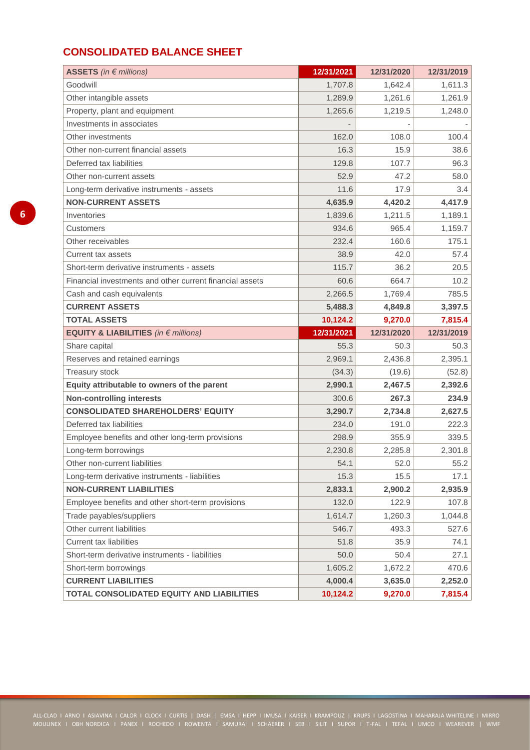## CONSOLIDATED BALANCE SHEET

| ASSETS *(in € millions)* | 12/31/2021 | 12/31/2020 | 12/31/2019 |
|---|---|---|---|
| Goodwill | 1,707.8 | 1,642.4 | 1,611.3 |
| Other intangible assets | 1,289.9 | 1,261.6 | 1,261.9 |
| Property, plant and equipment | 1,265.6 | 1,219.5 | 1,248.0 |
| Investments in associates | - | - | - |
| Other investments | 162.0 | 108.0 | 100.4 |
| Other non-current financial assets | 16.3 | 15.9 | 38.6 |
| Deferred tax liabilities | 129.8 | 107.7 | 96.3 |
| Other non-current assets | 52.9 | 47.2 | 58.0 |
| Long-term derivative instruments - assets | 11.6 | 17.9 | 3.4 |
| **NON-CURRENT ASSETS** | **4,635.9** | **4,420.2** | **4,417.9** |
| Inventories | 1,839.6 | 1,211.5 | 1,189.1 |
| Customers | 934.6 | 965.4 | 1,159.7 |
| Other receivables | 232.4 | 160.6 | 175.1 |
| Current tax assets | 38.9 | 42.0 | 57.4 |
| Short-term derivative instruments - assets | 115.7 | 36.2 | 20.5 |
| Financial investments and other current financial assets | 60.6 | 664.7 | 10.2 |
| Cash and cash equivalents | 2,266.5 | 1,769.4 | 785.5 |
| **CURRENT ASSETS** | **5,488.3** | **4,849.8** | **3,397.5** |
| **TOTAL ASSETS** | **10,124.2** | **9,270.0** | **7,815.4** |
| **EQUITY & LIABILITIES** *(in € millions)* | **12/31/2021** | **12/31/2020** | **12/31/2019** |
| Share capital | 55.3 | 50.3 | 50.3 |
| Reserves and retained earnings | 2,969.1 | 2,436.8 | 2,395.1 |
| Treasury stock | (34.3) | (19.6) | (52.8) |
| **Equity attributable to owners of the parent** | **2,990.1** | **2,467.5** | **2,392.6** |
| **Non-controlling interests** | 300.6 | **267.3** | **234.9** |
| **CONSOLIDATED SHAREHOLDERS' EQUITY** | **3,290.7** | **2,734.8** | **2,627.5** |
| Deferred tax liabilities | 234.0 | 191.0 | 222.3 |
| Employee benefits and other long-term provisions | 298.9 | 355.9 | 339.5 |
| Long-term borrowings | 2,230.8 | 2,285.8 | 2,301.8 |
| Other non-current liabilities | 54.1 | 52.0 | 55.2 |
| Long-term derivative instruments - liabilities | 15.3 | 15.5 | 17.1 |
| **NON-CURRENT LIABILITIES** | **2,833.1** | **2,900.2** | **2,935.9** |
| Employee benefits and other short-term provisions | 132.0 | 122.9 | 107.8 |
| Trade payables/suppliers | 1,614.7 | 1,260.3 | 1,044.8 |
| Other current liabilities | 546.7 | 493.3 | 527.6 |
| Current tax liabilities | 51.8 | 35.9 | 74.1 |
| Short-term derivative instruments - liabilities | 50.0 | 50.4 | 27.1 |
| Short-term borrowings | 1,605.2 | 1,672.2 | 470.6 |
| **CURRENT LIABILITIES** | **4,000.4** | **3,635.0** | **2,252.0** |
| **TOTAL CONSOLIDATED EQUITY AND LIABILITIES** | **10,124.2** | **9,270.0** | **7,815.4** |

ALL-CLAD I ARNO I ASIAVINA I CALOR I CLOCK I CURTIS | DASH | EMSA I HEPP I IMUSA I KAISER I KRAMPOUZ | KRUPS I LAGOSTINA I MAHARAJA WHITELINE I MIRRO MOULINEX I OBH NORDICA I PANEX I ROCHEDO I ROWENTA I SAMURAI I SCHAERER I SEB I SILIT I SUPOR I T-FAL I TEFAL I UMCO I WEAREVER | WMF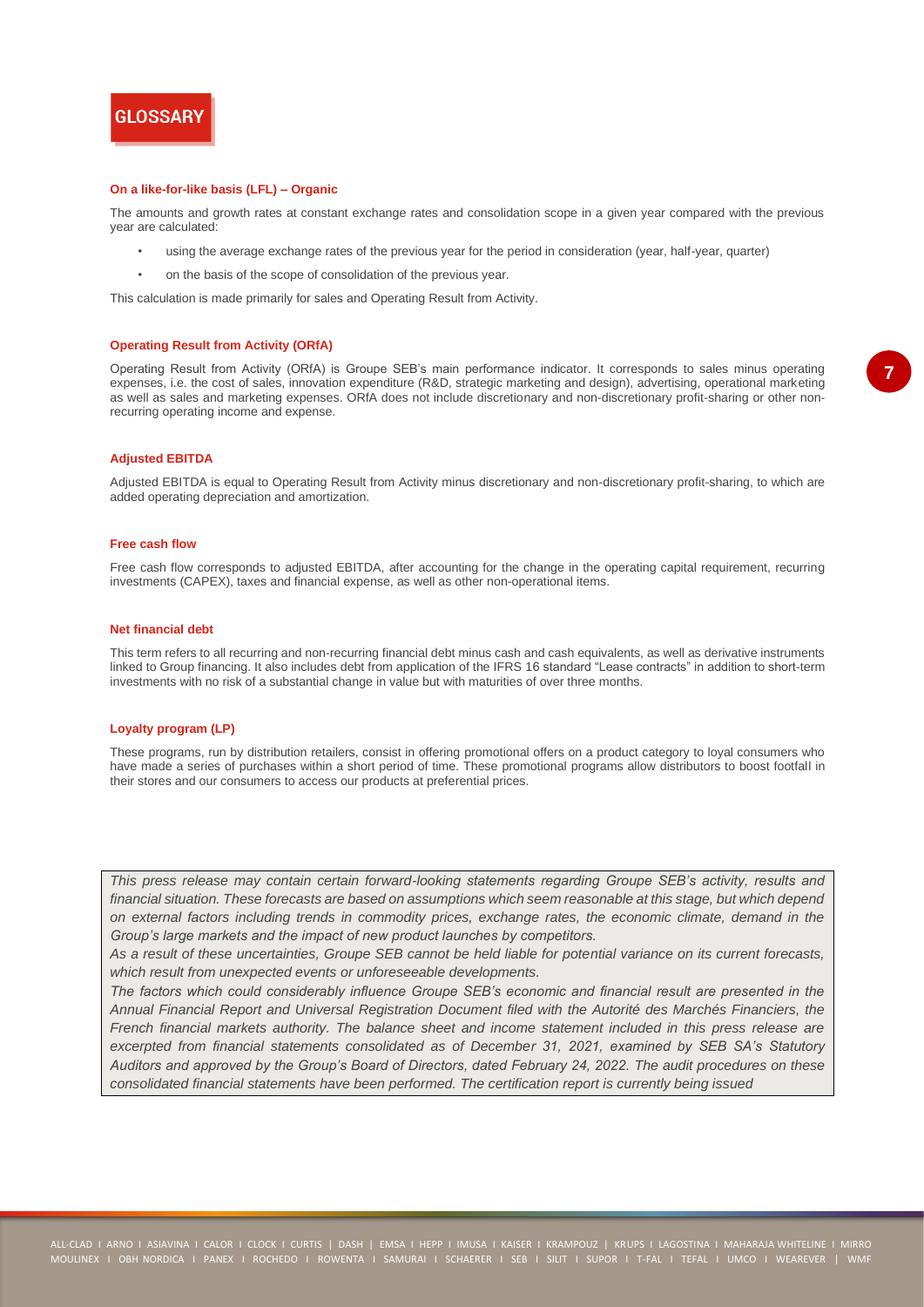# GLOSSARY

### On a like-for-like basis (LFL) – Organic

The amounts and growth rates at constant exchange rates and consolidation scope in a given year compared with the previous year are calculated:

- using the average exchange rates of the previous year for the period in consideration (year, half-year, quarter)
- on the basis of the scope of consolidation of the previous year.

This calculation is made primarily for sales and Operating Result from Activity.

### Operating Result from Activity (ORfA)

Operating Result from Activity (ORfA) is Groupe SEB's main performance indicator. It corresponds to sales minus operating expenses, i.e. the cost of sales, innovation expenditure (R&D, strategic marketing and design), advertising, operational marketing as well as sales and marketing expenses. ORfA does not include discretionary and non-discretionary profit-sharing or other non-recurring operating income and expense.

### Adjusted EBITDA

Adjusted EBITDA is equal to Operating Result from Activity minus discretionary and non-discretionary profit-sharing, to which are added operating depreciation and amortization.

### Free cash flow

Free cash flow corresponds to adjusted EBITDA, after accounting for the change in the operating capital requirement, recurring investments (CAPEX), taxes and financial expense, as well as other non-operational items.

### Net financial debt

This term refers to all recurring and non-recurring financial debt minus cash and cash equivalents, as well as derivative instruments linked to Group financing. It also includes debt from application of the IFRS 16 standard "Lease contracts" in addition to short-term investments with no risk of a substantial change in value but with maturities of over three months.

### Loyalty program (LP)

These programs, run by distribution retailers, consist in offering promotional offers on a product category to loyal consumers who have made a series of purchases within a short period of time. These promotional programs allow distributors to boost footfall in their stores and our consumers to access our products at preferential prices.

*This press release may contain certain forward-looking statements regarding Groupe SEB's activity, results and financial situation. These forecasts are based on assumptions which seem reasonable at this stage, but which depend on external factors including trends in commodity prices, exchange rates, the economic climate, demand in the Group's large markets and the impact of new product launches by competitors.*

*As a result of these uncertainties, Groupe SEB cannot be held liable for potential variance on its current forecasts, which result from unexpected events or unforeseeable developments.*

*The factors which could considerably influence Groupe SEB's economic and financial result are presented in the Annual Financial Report and Universal Registration Document filed with the Autorité des Marchés Financiers, the French financial markets authority. The balance sheet and income statement included in this press release are excerpted from financial statements consolidated as of December 31, 2021, examined by SEB SA's Statutory Auditors and approved by the Group's Board of Directors, dated February 24, 2022. The audit procedures on these consolidated financial statements have been performed. The certification report is currently being issued*

ALL-CLAD I ARNO I ASIAVINA I CALOR I CLOCK I CURTIS | DASH | EMSA I HEPP I IMUSA I KAISER I KRAMPOUZ | KRUPS I LAGOSTINA I MAHARAJA WHITELINE I MIRRO MOULINEX I OBH NORDICA I PANEX I ROCHEDO I ROWENTA I SAMURAI I SCHAERER I SEB I SILIT I SUPOR I T-FAL I TEFAL I UMCO I WEAREVER | WMF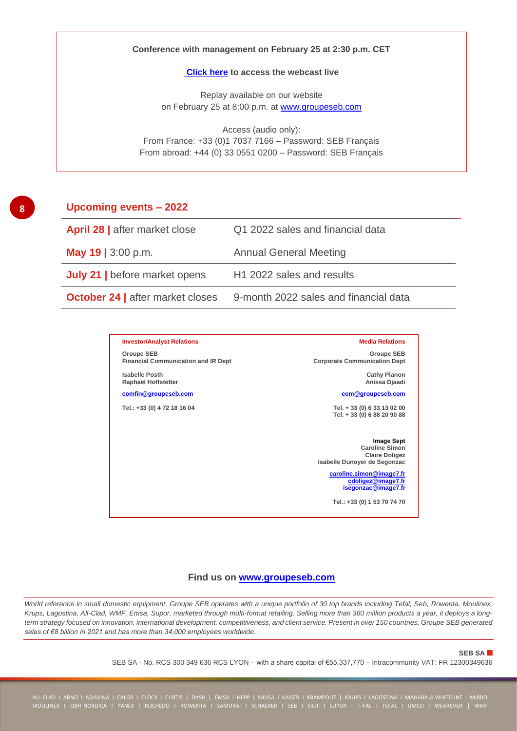**Conference with management on February 25 at 2:30 p.m. CET**

**[Click here](#) to access the webcast live**

Replay available on our website
on February 25 at 8:00 p.m. at [www.groupeseb.com](http://www.groupeseb.com)

Access (audio only):
From France: +33 (0)1 7037 7166 – Password: SEB Français
From abroad: +44 (0) 33 0551 0200 – Password: SEB Français

## Upcoming events – 2022

| | |
|---|---|
| **April 28 \|** after market close | Q1 2022 sales and financial data |
| **May 19 \|** 3:00 p.m. | Annual General Meeting |
| **July 21 \|** before market opens | H1 2022 sales and results |
| **October 24 \|** after market closes | 9-month 2022 sales and financial data |

**Investor/Analyst Relations**

**Groupe SEB**
**Financial Communication and IR Dept**

**Isabelle Posth**
**Raphaël Hoffstetter**

**comfin@groupeseb.com**

**Tel.: +33 (0) 4 72 18 16 04**

**Media Relations**

**Groupe SEB**
**Corporate Communication Dept**

**Cathy Pianon**
**Anissa Djaadi**

**com@groupeseb.com**

**Tel. + 33 (0) 6 33 13 02 00**
**Tel. + 33 (0) 6 88 20 90 88**

**Image Sept**
**Caroline Simon**
**Claire Doligez**
**Isabelle Dunoyer de Segonzac**

**caroline.simon@image7.fr**
**cdoligez@image7.fr**
**isegonzac@image7.fr**

**Tel.: +33 (0) 1 53 70 74 70**

**Find us on [www.groupeseb.com](http://www.groupeseb.com)**

*World reference in small domestic equipment, Groupe SEB operates with a unique portfolio of 30 top brands including Tefal, Seb, Rowenta, Moulinex, Krups, Lagostina, All-Clad, WMF, Emsa, Supor, marketed through multi-format retailing. Selling more than 360 million products a year, it deploys a long-term strategy focused on innovation, international development, competitiveness, and client service. Present in over 150 countries, Groupe SEB generated sales of €8 billion in 2021 and has more than 34,000 employees worldwide.*

**SEB SA**
SEB SA - No. RCS 300 349 636 RCS LYON – with a share capital of €55,337,770 – Intracommunity VAT: FR 12300349636

ALL-CLAD I ARNO I ASIAVINA I CALOR I CLOCK I CURTIS | DASH | EMSA I HEPP I IMUSA I KAISER I KRAMPOUZ | KRUPS I LAGOSTINA I MAHARAJA WHITELINE I MIRRO
MOULINEX I OBH NORDICA I PANEX I ROCHEDO I ROWENTA I SAMURAI I SCHAERER I SEB I SILIT I SUPOR I T-FAL I TEFAL I UMCO I WEAREVER | WMF